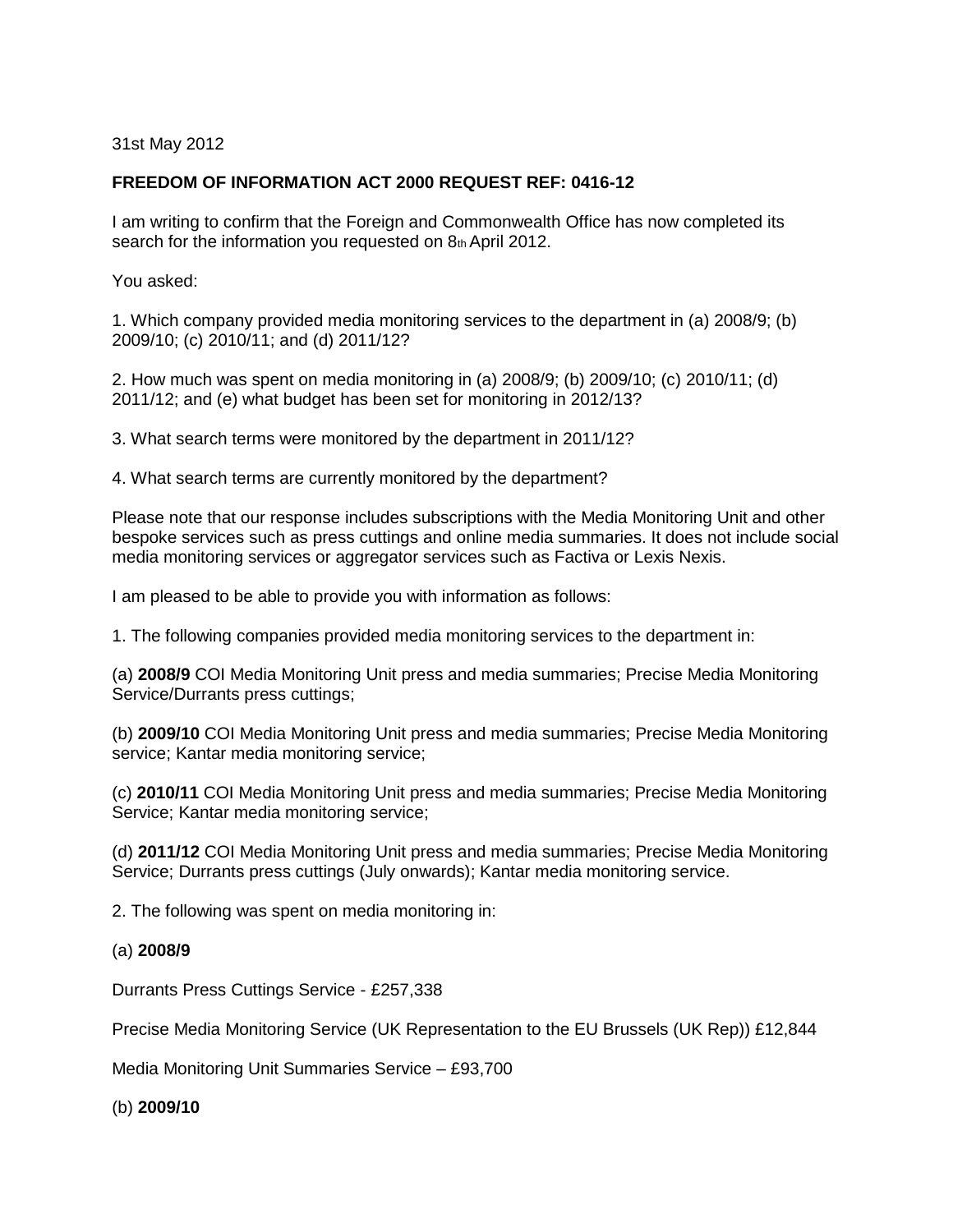31st May 2012

**FREEDOM OF INFORMATION ACT 2000 REQUEST REF: 0416-12**

I am writing to confirm that the Foreign and Commonwealth Office has now completed its search for the information you requested on 8th April 2012.

You asked:

1. Which company provided media monitoring services to the department in (a) 2008/9; (b) 2009/10; (c) 2010/11; and (d) 2011/12?

2. How much was spent on media monitoring in (a) 2008/9; (b) 2009/10; (c) 2010/11; (d) 2011/12; and (e) what budget has been set for monitoring in 2012/13?

3. What search terms were monitored by the department in 2011/12?

4. What search terms are currently monitored by the department?

Please note that our response includes subscriptions with the Media Monitoring Unit and other bespoke services such as press cuttings and online media summaries. It does not include social media monitoring services or aggregator services such as Factiva or Lexis Nexis.

I am pleased to be able to provide you with information as follows:

1. The following companies provided media monitoring services to the department in:

(a) **2008/9** COI Media Monitoring Unit press and media summaries; Precise Media Monitoring Service/Durrants press cuttings;

(b) **2009/10** COI Media Monitoring Unit press and media summaries; Precise Media Monitoring service; Kantar media monitoring service;

(c) **2010/11** COI Media Monitoring Unit press and media summaries; Precise Media Monitoring Service; Kantar media monitoring service;

(d) **2011/12** COI Media Monitoring Unit press and media summaries; Precise Media Monitoring Service; Durrants press cuttings (July onwards); Kantar media monitoring service.

2. The following was spent on media monitoring in:

(a) **2008/9**

Durrants Press Cuttings Service - £257,338

Precise Media Monitoring Service (UK Representation to the EU Brussels (UK Rep)) £12,844

Media Monitoring Unit Summaries Service – £93,700

(b) **2009/10**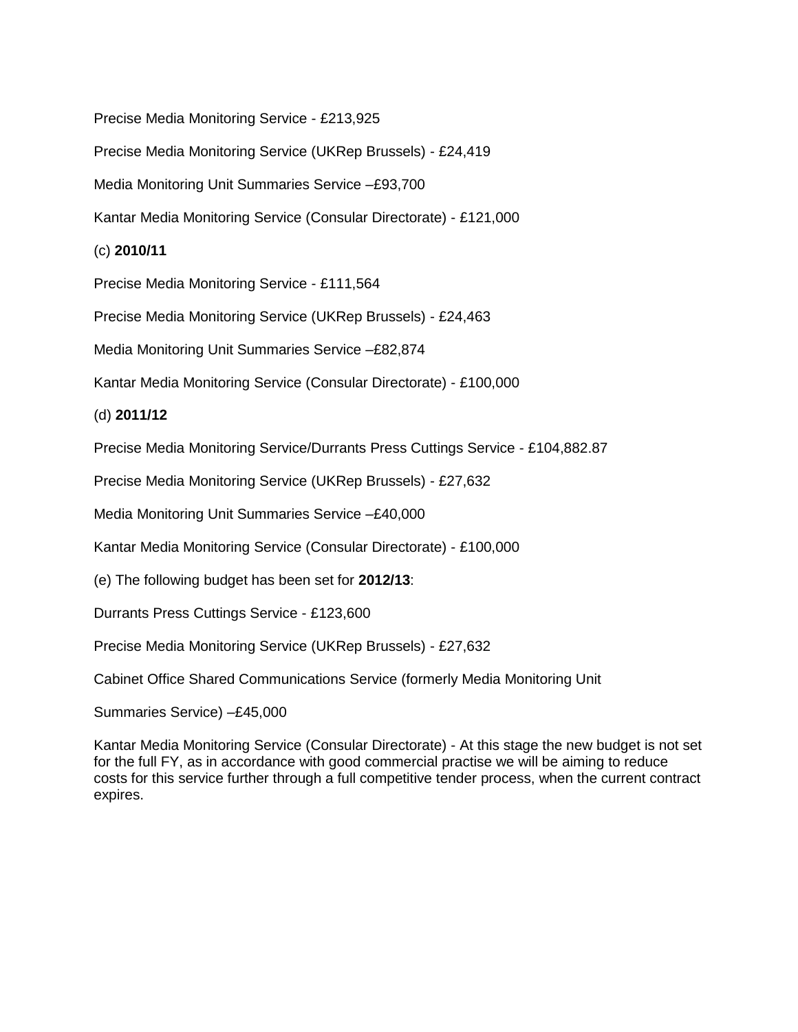Precise Media Monitoring Service - £213,925

Precise Media Monitoring Service (UKRep Brussels) - £24,419

Media Monitoring Unit Summaries Service –£93,700

Kantar Media Monitoring Service (Consular Directorate) - £121,000

(c) **2010/11**

Precise Media Monitoring Service - £111,564

Precise Media Monitoring Service (UKRep Brussels) - £24,463

Media Monitoring Unit Summaries Service –£82,874

Kantar Media Monitoring Service (Consular Directorate) - £100,000

(d) **2011/12**

Precise Media Monitoring Service/Durrants Press Cuttings Service - £104,882.87

Precise Media Monitoring Service (UKRep Brussels) - £27,632

Media Monitoring Unit Summaries Service –£40,000

Kantar Media Monitoring Service (Consular Directorate) - £100,000

(e) The following budget has been set for **2012/13**:

Durrants Press Cuttings Service - £123,600

Precise Media Monitoring Service (UKRep Brussels) - £27,632

Cabinet Office Shared Communications Service (formerly Media Monitoring Unit

Summaries Service) –£45,000

Kantar Media Monitoring Service (Consular Directorate) - At this stage the new budget is not set for the full FY, as in accordance with good commercial practise we will be aiming to reduce costs for this service further through a full competitive tender process, when the current contract expires.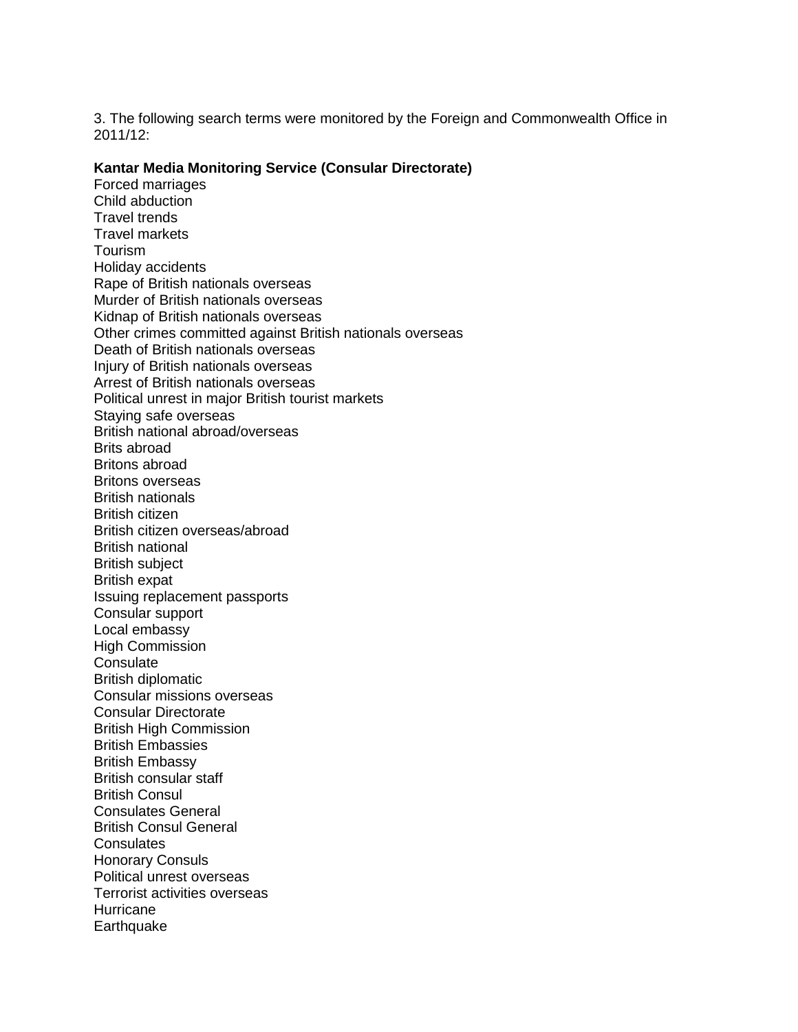3. The following search terms were monitored by the Foreign and Commonwealth Office in 2011/12:

**Kantar Media Monitoring Service (Consular Directorate)**

Forced marriages
Child abduction
Travel trends
Travel markets
Tourism
Holiday accidents
Rape of British nationals overseas
Murder of British nationals overseas
Kidnap of British nationals overseas
Other crimes committed against British nationals overseas
Death of British nationals overseas
Injury of British nationals overseas
Arrest of British nationals overseas
Political unrest in major British tourist markets
Staying safe overseas
British national abroad/overseas
Brits abroad
Britons abroad
Britons overseas
British nationals
British citizen
British citizen overseas/abroad
British national
British subject
British expat
Issuing replacement passports
Consular support
Local embassy
High Commission
Consulate
British diplomatic
Consular missions overseas
Consular Directorate
British High Commission
British Embassies
British Embassy
British consular staff
British Consul
Consulates General
British Consul General
Consulates
Honorary Consuls
Political unrest overseas
Terrorist activities overseas
Hurricane
Earthquake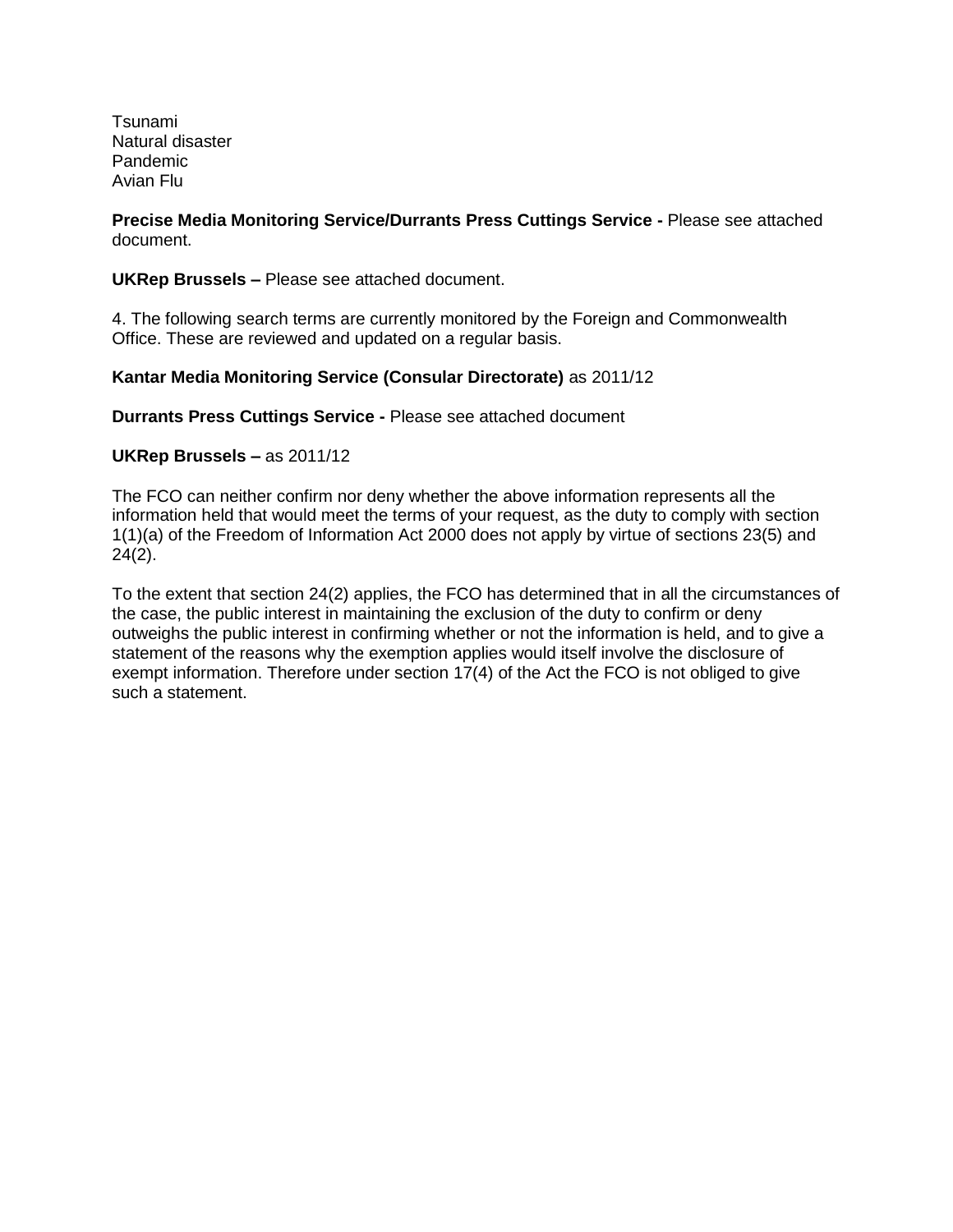Tsunami
Natural disaster
Pandemic
Avian Flu

**Precise Media Monitoring Service/Durrants Press Cuttings Service -** Please see attached document.

**UKRep Brussels –** Please see attached document.

4. The following search terms are currently monitored by the Foreign and Commonwealth Office. These are reviewed and updated on a regular basis.

**Kantar Media Monitoring Service (Consular Directorate)** as 2011/12

**Durrants Press Cuttings Service -** Please see attached document

**UKRep Brussels –** as 2011/12

The FCO can neither confirm nor deny whether the above information represents all the information held that would meet the terms of your request, as the duty to comply with section 1(1)(a) of the Freedom of Information Act 2000 does not apply by virtue of sections 23(5) and 24(2).

To the extent that section 24(2) applies, the FCO has determined that in all the circumstances of the case, the public interest in maintaining the exclusion of the duty to confirm or deny outweighs the public interest in confirming whether or not the information is held, and to give a statement of the reasons why the exemption applies would itself involve the disclosure of exempt information. Therefore under section 17(4) of the Act the FCO is not obliged to give such a statement.